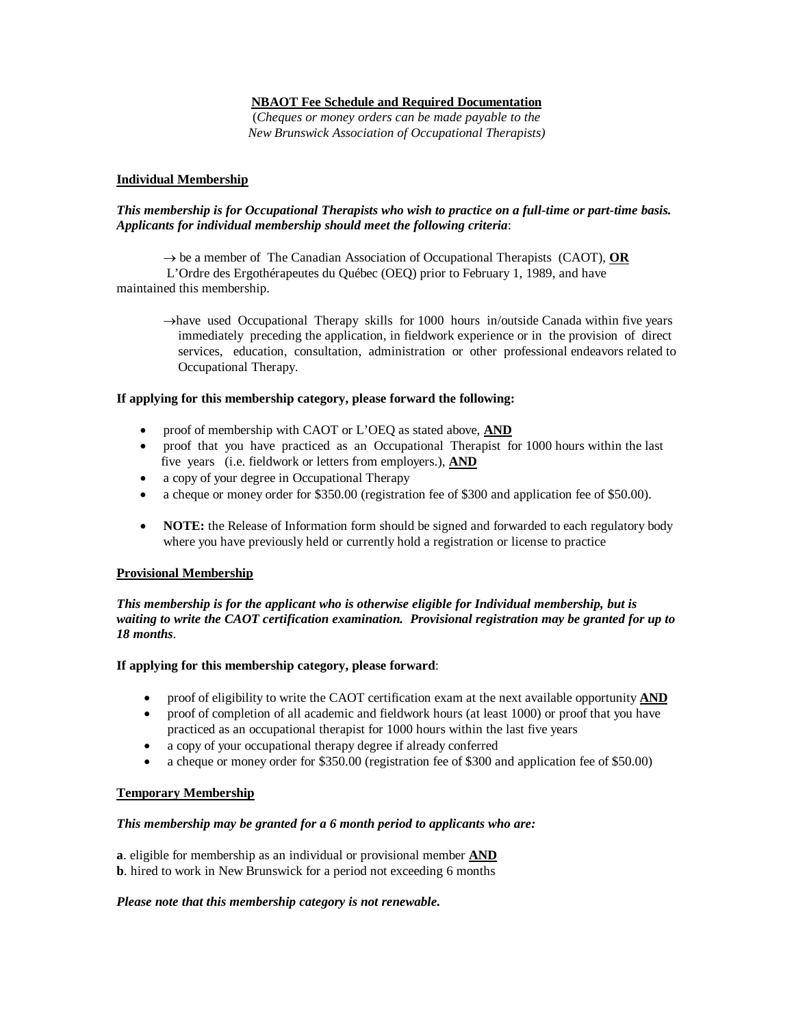**NBAOT Fee Schedule and Required Documentation**

(*Cheques or money orders can be made payable to the New Brunswick Association of Occupational Therapists)*

**Individual Membership**

***This membership is for Occupational Therapists who wish to practice on a full-time or part-time basis. Applicants for individual membership should meet the following criteria***:

→ be a member of The Canadian Association of Occupational Therapists (CAOT), **OR** L'Ordre des Ergothérapeutes du Québec (OEQ) prior to February 1, 1989, and have maintained this membership.

→ have used Occupational Therapy skills for 1000 hours in/outside Canada within five years immediately preceding the application, in fieldwork experience or in the provision of direct services, education, consultation, administration or other professional endeavors related to Occupational Therapy.

**If applying for this membership category, please forward the following:**

- proof of membership with CAOT or L'OEQ as stated above, **AND**
- proof that you have practiced as an Occupational Therapist for 1000 hours within the last five years (i.e. fieldwork or letters from employers.), **AND**
- a copy of your degree in Occupational Therapy
- a cheque or money order for $350.00 (registration fee of $300 and application fee of $50.00).
- **NOTE:** the Release of Information form should be signed and forwarded to each regulatory body where you have previously held or currently hold a registration or license to practice

**Provisional Membership**

***This membership is for the applicant who is otherwise eligible for Individual membership, but is waiting to write the CAOT certification examination. Provisional registration may be granted for up to 18 months***.

**If applying for this membership category, please forward**:

- proof of eligibility to write the CAOT certification exam at the next available opportunity **AND**
- proof of completion of all academic and fieldwork hours (at least 1000) or proof that you have practiced as an occupational therapist for 1000 hours within the last five years
- a copy of your occupational therapy degree if already conferred
- a cheque or money order for $350.00 (registration fee of $300 and application fee of $50.00)

**Temporary Membership**

***This membership may be granted for a 6 month period to applicants who are:***

**a**. eligible for membership as an individual or provisional member **AND**
**b**. hired to work in New Brunswick for a period not exceeding 6 months

***Please note that this membership category is not renewable.***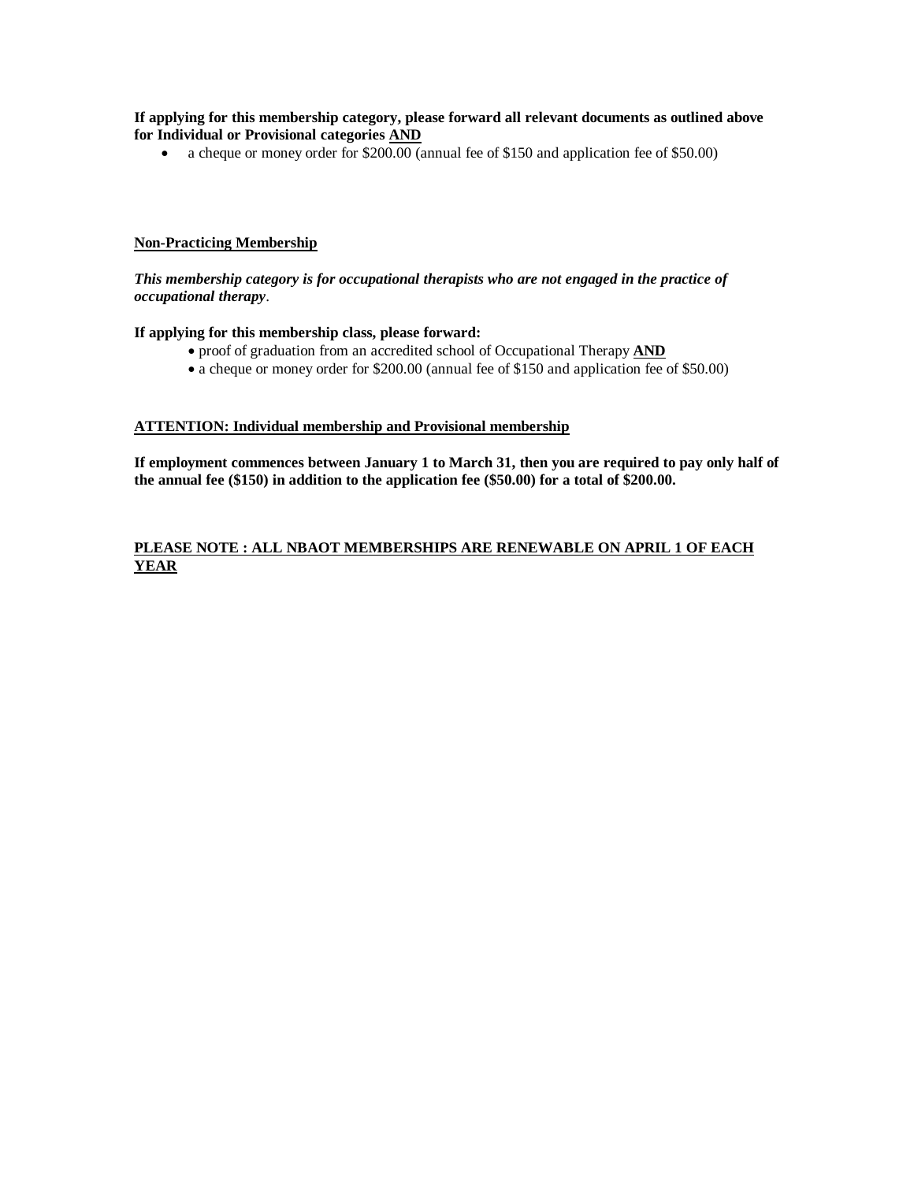**If applying for this membership category, please forward all relevant documents as outlined above for Individual or Provisional categories <u>AND</u>**

- a cheque or money order for $200.00 (annual fee of $150 and application fee of $50.00)

**<u>Non-Practicing Membership</u>**

***This membership category is for occupational therapists who are not engaged in the practice of occupational therapy***.

**If applying for this membership class, please forward:**

- proof of graduation from an accredited school of Occupational Therapy **<u>AND</u>**
- a cheque or money order for $200.00 (annual fee of $150 and application fee of $50.00)

**<u>ATTENTION: Individual membership and Provisional membership</u>**

**If employment commences between January 1 to March 31, then you are required to pay only half of the annual fee ($150) in addition to the application fee ($50.00) for a total of $200.00.**

**<u>PLEASE NOTE : ALL NBAOT MEMBERSHIPS ARE RENEWABLE ON APRIL 1 OF EACH YEAR</u>**